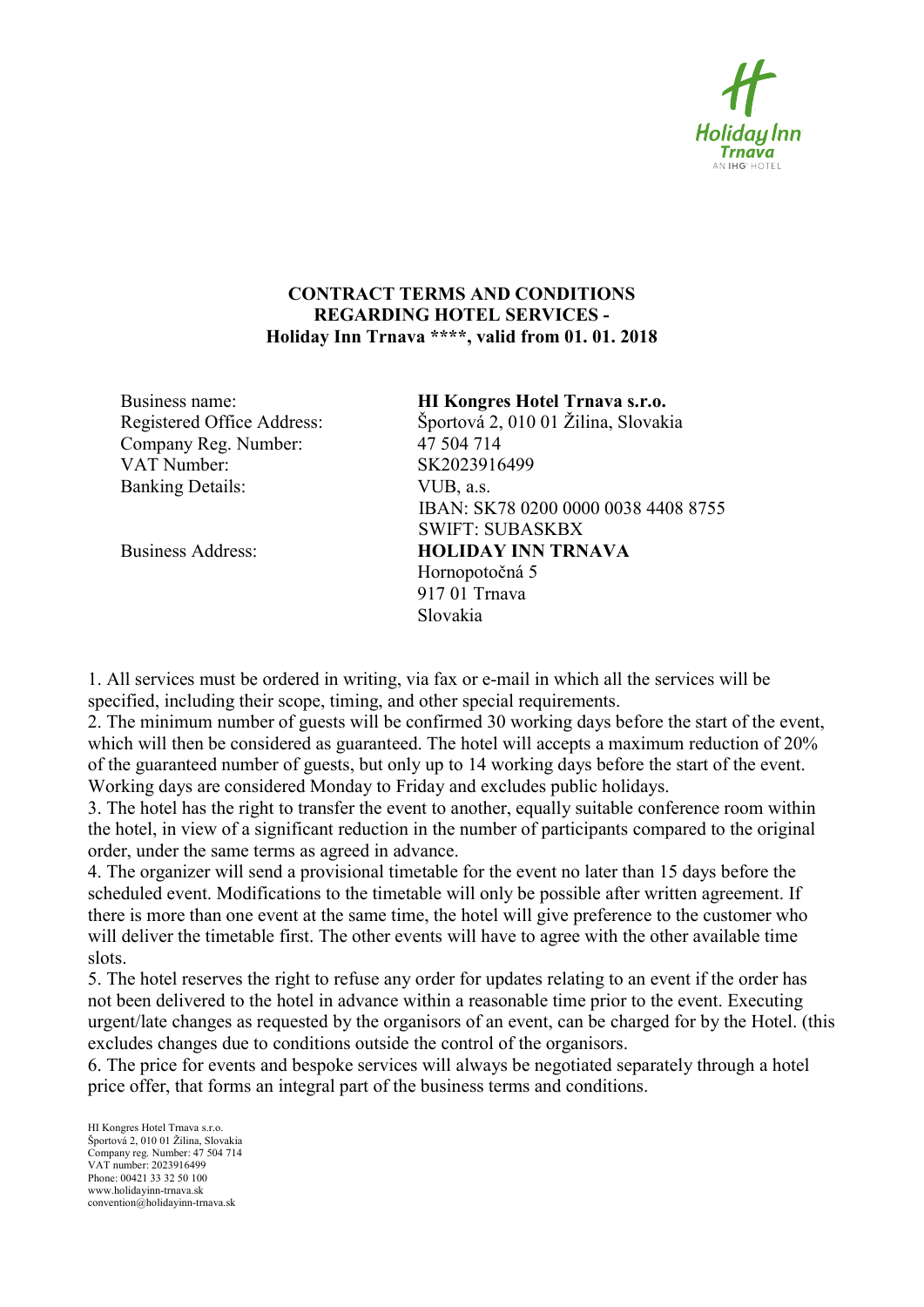**CONTRACT TERMS AND CONDITIONS
REGARDING HOTEL SERVICES -
Holiday Inn Trnava ****, valid from 01. 01. 2018**

| | |
|---|---|
| Business name: | **HI Kongres Hotel Trnava s.r.o.** |
| Registered Office Address: | Športová 2, 010 01 Žilina, Slovakia |
| Company Reg. Number: | 47 504 714 |
| VAT Number: | SK2023916499 |
| Banking Details: | VUB, a.s.<br>IBAN: SK78 0200 0000 0038 4408 8755<br>SWIFT: SUBASKBX |
| Business Address: | **HOLIDAY INN TRNAVA**<br>Hornopotočná 5<br>917 01 Trnava<br>Slovakia |

1. All services must be ordered in writing, via fax or e-mail in which all the services will be specified, including their scope, timing, and other special requirements.
2. The minimum number of guests will be confirmed 30 working days before the start of the event, which will then be considered as guaranteed. The hotel will accepts a maximum reduction of 20% of the guaranteed number of guests, but only up to 14 working days before the start of the event. Working days are considered Monday to Friday and excludes public holidays.
3. The hotel has the right to transfer the event to another, equally suitable conference room within the hotel, in view of a significant reduction in the number of participants compared to the original order, under the same terms as agreed in advance.
4. The organizer will send a provisional timetable for the event no later than 15 days before the scheduled event. Modifications to the timetable will only be possible after written agreement. If there is more than one event at the same time, the hotel will give preference to the customer who will deliver the timetable first. The other events will have to agree with the other available time slots.
5. The hotel reserves the right to refuse any order for updates relating to an event if the order has not been delivered to the hotel in advance within a reasonable time prior to the event. Executing urgent/late changes as requested by the organisors of an event, can be charged for by the Hotel. (this excludes changes due to conditions outside the control of the organisors.
6. The price for events and bespoke services will always be negotiated separately through a hotel price offer, that forms an integral part of the business terms and conditions.

HI Kongres Hotel Trnava s.r.o.
Športová 2, 010 01 Žilina, Slovakia
Company reg. Number: 47 504 714
VAT number: 2023916499
Phone: 00421 33 32 50 100
www.holidayinn-trnava.sk
convention@holidayinn-trnava.sk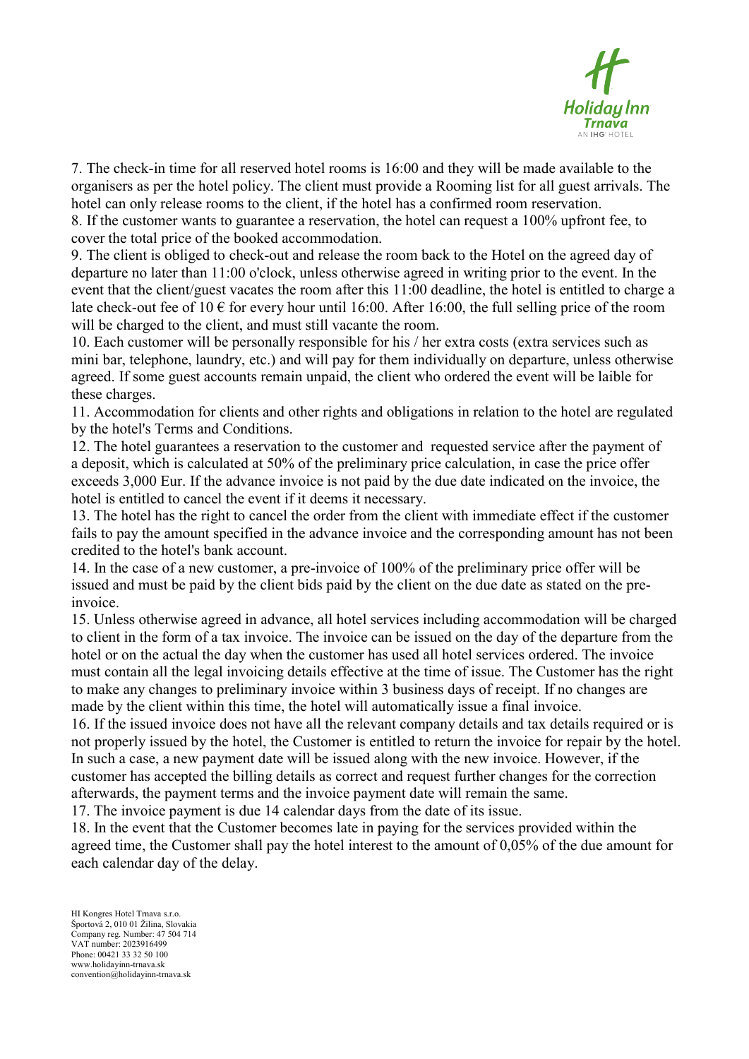7. The check-in time for all reserved hotel rooms is 16:00 and they will be made available to the organisers as per the hotel policy. The client must provide a Rooming list for all guest arrivals. The hotel can only release rooms to the client, if the hotel has a confirmed room reservation.
8. If the customer wants to guarantee a reservation, the hotel can request a 100% upfront fee, to cover the total price of the booked accommodation.
9. The client is obliged to check-out and release the room back to the Hotel on the agreed day of departure no later than 11:00 o'clock, unless otherwise agreed in writing prior to the event. In the event that the client/guest vacates the room after this 11:00 deadline, the hotel is entitled to charge a late check-out fee of 10 € for every hour until 16:00. After 16:00, the full selling price of the room will be charged to the client, and must still vacante the room.
10. Each customer will be personally responsible for his / her extra costs (extra services such as mini bar, telephone, laundry, etc.) and will pay for them individually on departure, unless otherwise agreed. If some guest accounts remain unpaid, the client who ordered the event will be laible for these charges.
11. Accommodation for clients and other rights and obligations in relation to the hotel are regulated by the hotel's Terms and Conditions.
12. The hotel guarantees a reservation to the customer and requested service after the payment of a deposit, which is calculated at 50% of the preliminary price calculation, in case the price offer exceeds 3,000 Eur. If the advance invoice is not paid by the due date indicated on the invoice, the hotel is entitled to cancel the event if it deems it necessary.
13. The hotel has the right to cancel the order from the client with immediate effect if the customer fails to pay the amount specified in the advance invoice and the corresponding amount has not been credited to the hotel's bank account.
14. In the case of a new customer, a pre-invoice of 100% of the preliminary price offer will be issued and must be paid by the client bids paid by the client on the due date as stated on the pre-invoice.
15. Unless otherwise agreed in advance, all hotel services including accommodation will be charged to client in the form of a tax invoice. The invoice can be issued on the day of the departure from the hotel or on the actual the day when the customer has used all hotel services ordered. The invoice must contain all the legal invoicing details effective at the time of issue. The Customer has the right to make any changes to preliminary invoice within 3 business days of receipt. If no changes are made by the client within this time, the hotel will automatically issue a final invoice.
16. If the issued invoice does not have all the relevant company details and tax details required or is not properly issued by the hotel, the Customer is entitled to return the invoice for repair by the hotel. In such a case, a new payment date will be issued along with the new invoice. However, if the customer has accepted the billing details as correct and request further changes for the correction afterwards, the payment terms and the invoice payment date will remain the same.
17. The invoice payment is due 14 calendar days from the date of its issue.
18. In the event that the Customer becomes late in paying for the services provided within the agreed time, the Customer shall pay the hotel interest to the amount of 0,05% of the due amount for each calendar day of the delay.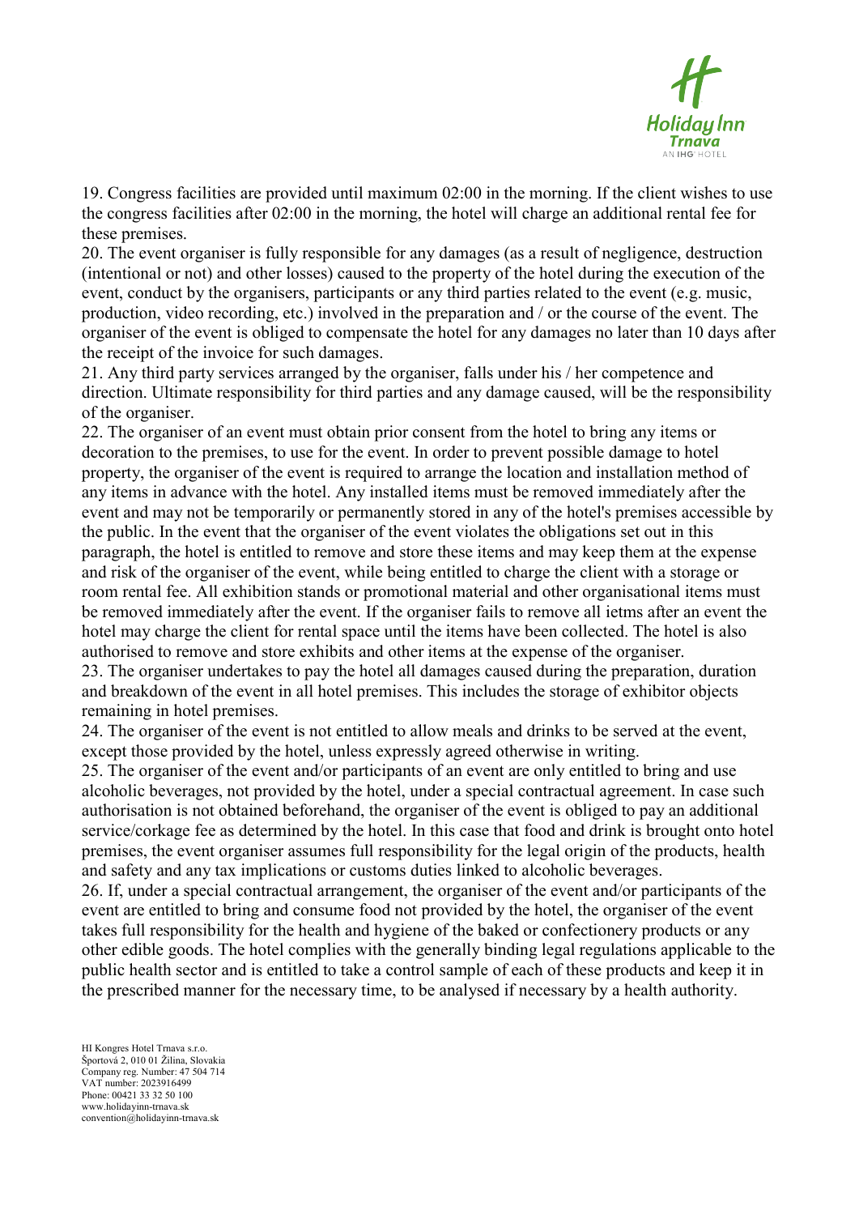19. Congress facilities are provided until maximum 02:00 in the morning. If the client wishes to use the congress facilities after 02:00 in the morning, the hotel will charge an additional rental fee for these premises.

20. The event organiser is fully responsible for any damages (as a result of negligence, destruction (intentional or not) and other losses) caused to the property of the hotel during the execution of the event, conduct by the organisers, participants or any third parties related to the event (e.g. music, production, video recording, etc.) involved in the preparation and / or the course of the event. The organiser of the event is obliged to compensate the hotel for any damages no later than 10 days after the receipt of the invoice for such damages.

21. Any third party services arranged by the organiser, falls under his / her competence and direction. Ultimate responsibility for third parties and any damage caused, will be the responsibility of the organiser.

22. The organiser of an event must obtain prior consent from the hotel to bring any items or decoration to the premises, to use for the event. In order to prevent possible damage to hotel property, the organiser of the event is required to arrange the location and installation method of any items in advance with the hotel. Any installed items must be removed immediately after the event and may not be temporarily or permanently stored in any of the hotel's premises accessible by the public. In the event that the organiser of the event violates the obligations set out in this paragraph, the hotel is entitled to remove and store these items and may keep them at the expense and risk of the organiser of the event, while being entitled to charge the client with a storage or room rental fee. All exhibition stands or promotional material and other organisational items must be removed immediately after the event. If the organiser fails to remove all ietms after an event the hotel may charge the client for rental space until the items have been collected. The hotel is also authorised to remove and store exhibits and other items at the expense of the organiser.

23. The organiser undertakes to pay the hotel all damages caused during the preparation, duration and breakdown of the event in all hotel premises. This includes the storage of exhibitor objects remaining in hotel premises.

24. The organiser of the event is not entitled to allow meals and drinks to be served at the event, except those provided by the hotel, unless expressly agreed otherwise in writing.

25. The organiser of the event and/or participants of an event are only entitled to bring and use alcoholic beverages, not provided by the hotel, under a special contractual agreement. In case such authorisation is not obtained beforehand, the organiser of the event is obliged to pay an additional service/corkage fee as determined by the hotel. In this case that food and drink is brought onto hotel premises, the event organiser assumes full responsibility for the legal origin of the products, health and safety and any tax implications or customs duties linked to alcoholic beverages.

26. If, under a special contractual arrangement, the organiser of the event and/or participants of the event are entitled to bring and consume food not provided by the hotel, the organiser of the event takes full responsibility for the health and hygiene of the baked or confectionery products or any other edible goods. The hotel complies with the generally binding legal regulations applicable to the public health sector and is entitled to take a control sample of each of these products and keep it in the prescribed manner for the necessary time, to be analysed if necessary by a health authority.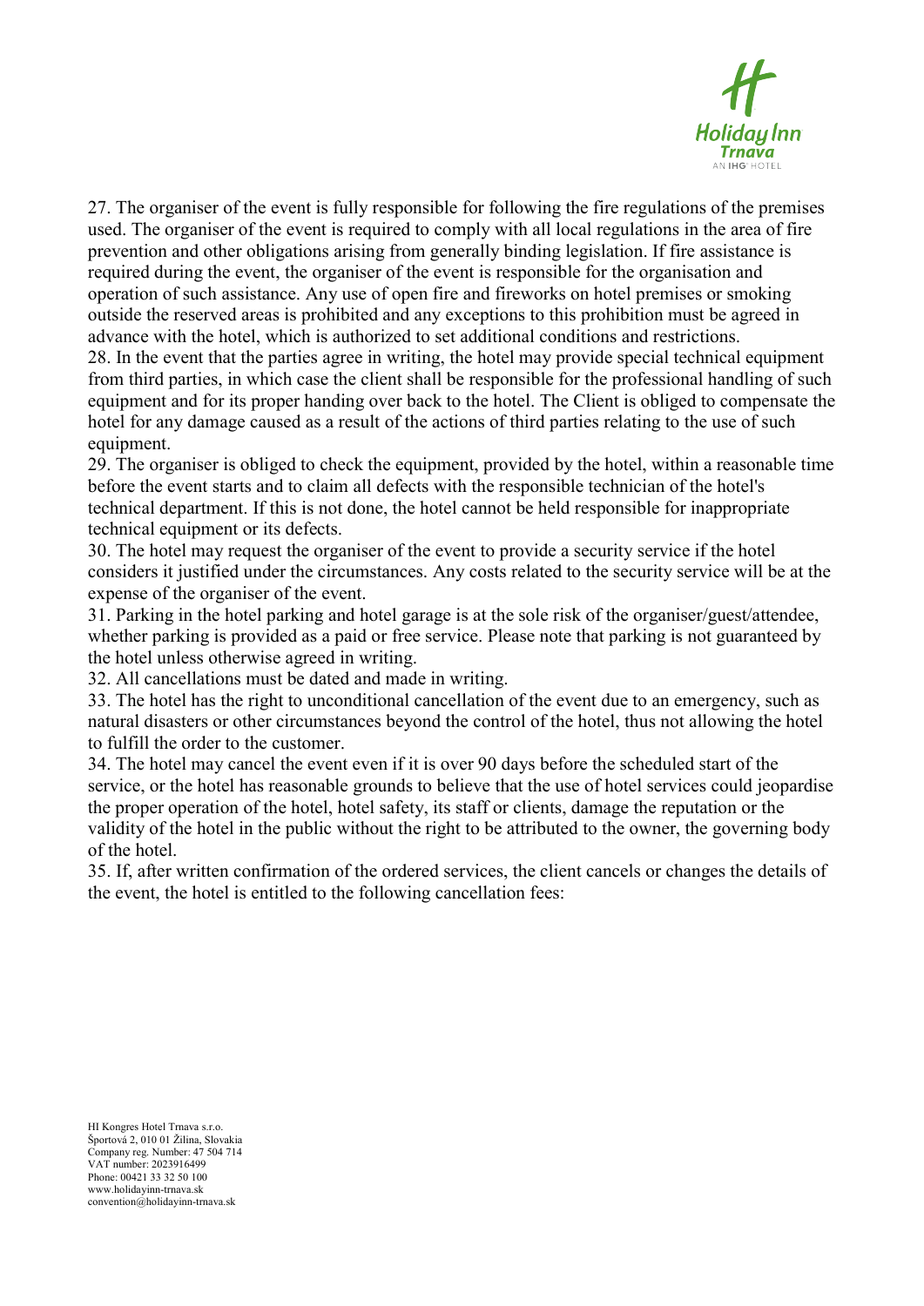27. The organiser of the event is fully responsible for following the fire regulations of the premises used. The organiser of the event is required to comply with all local regulations in the area of fire prevention and other obligations arising from generally binding legislation. If fire assistance is required during the event, the organiser of the event is responsible for the organisation and operation of such assistance. Any use of open fire and fireworks on hotel premises or smoking outside the reserved areas is prohibited and any exceptions to this prohibition must be agreed in advance with the hotel, which is authorized to set additional conditions and restrictions.

28. In the event that the parties agree in writing, the hotel may provide special technical equipment from third parties, in which case the client shall be responsible for the professional handling of such equipment and for its proper handing over back to the hotel. The Client is obliged to compensate the hotel for any damage caused as a result of the actions of third parties relating to the use of such equipment.

29. The organiser is obliged to check the equipment, provided by the hotel, within a reasonable time before the event starts and to claim all defects with the responsible technician of the hotel's technical department. If this is not done, the hotel cannot be held responsible for inappropriate technical equipment or its defects.

30. The hotel may request the organiser of the event to provide a security service if the hotel considers it justified under the circumstances. Any costs related to the security service will be at the expense of the organiser of the event.

31. Parking in the hotel parking and hotel garage is at the sole risk of the organiser/guest/attendee, whether parking is provided as a paid or free service. Please note that parking is not guaranteed by the hotel unless otherwise agreed in writing.

32. All cancellations must be dated and made in writing.

33. The hotel has the right to unconditional cancellation of the event due to an emergency, such as natural disasters or other circumstances beyond the control of the hotel, thus not allowing the hotel to fulfill the order to the customer.

34. The hotel may cancel the event even if it is over 90 days before the scheduled start of the service, or the hotel has reasonable grounds to believe that the use of hotel services could jeopardise the proper operation of the hotel, hotel safety, its staff or clients, damage the reputation or the validity of the hotel in the public without the right to be attributed to the owner, the governing body of the hotel.

35. If, after written confirmation of the ordered services, the client cancels or changes the details of the event, the hotel is entitled to the following cancellation fees: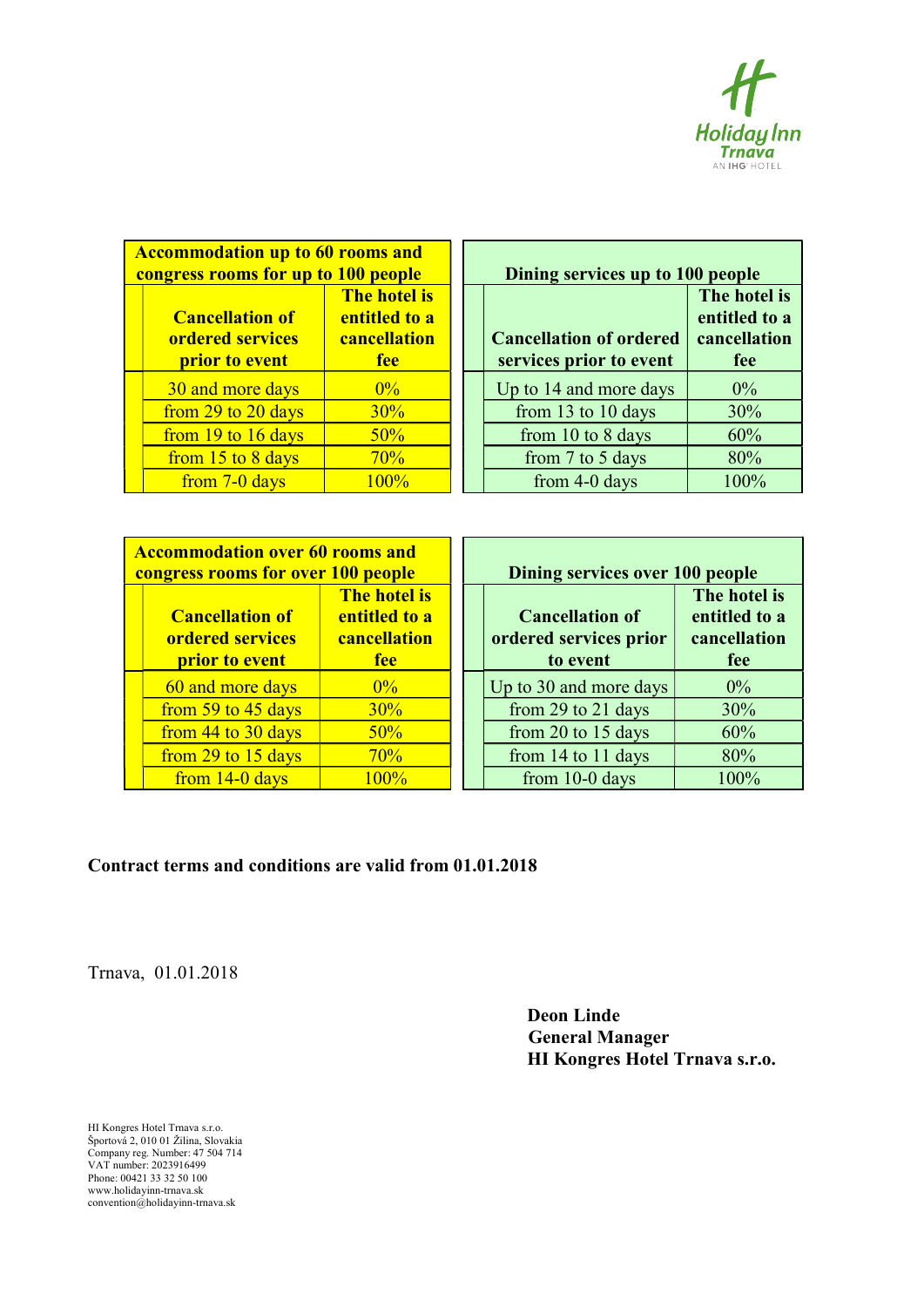| Accommodation up to 60 rooms and congress rooms for up to 100 people | |
|---|---|
| **Cancellation of ordered services prior to event** | **The hotel is entitled to a cancellation fee** |
| 30 and more days | 0% |
| from 29 to 20 days | 30% |
| from 19 to 16 days | 50% |
| from 15 to 8 days | 70% |
| from 7-0 days | 100% |

| Dining services up to 100 people | |
|---|---|
| **Cancellation of ordered services prior to event** | **The hotel is entitled to a cancellation fee** |
| Up to 14 and more days | 0% |
| from 13 to 10 days | 30% |
| from 10 to 8 days | 60% |
| from 7 to 5 days | 80% |
| from 4-0 days | 100% |

| Accommodation over 60 rooms and congress rooms for over 100 people | |
|---|---|
| **Cancellation of ordered services prior to event** | **The hotel is entitled to a cancellation fee** |
| 60 and more days | 0% |
| from 59 to 45 days | 30% |
| from 44 to 30 days | 50% |
| from 29 to 15 days | 70% |
| from 14-0 days | 100% |

| Dining services over 100 people | |
|---|---|
| **Cancellation of ordered services prior to event** | **The hotel is entitled to a cancellation fee** |
| Up to 30 and more days | 0% |
| from 29 to 21 days | 30% |
| from 20 to 15 days | 60% |
| from 14 to 11 days | 80% |
| from 10-0 days | 100% |

**Contract terms and conditions are valid from 01.01.2018**

Trnava, 01.01.2018

**Deon Linde**
**General Manager**
**HI Kongres Hotel Trnava s.r.o.**

HI Kongres Hotel Trnava s.r.o.
Športová 2, 010 01 Žilina, Slovakia
Company reg. Number: 47 504 714
VAT number: 2023916499
Phone: 00421 33 32 50 100
www.holidayinn-trnava.sk
convention@holidayinn-trnava.sk